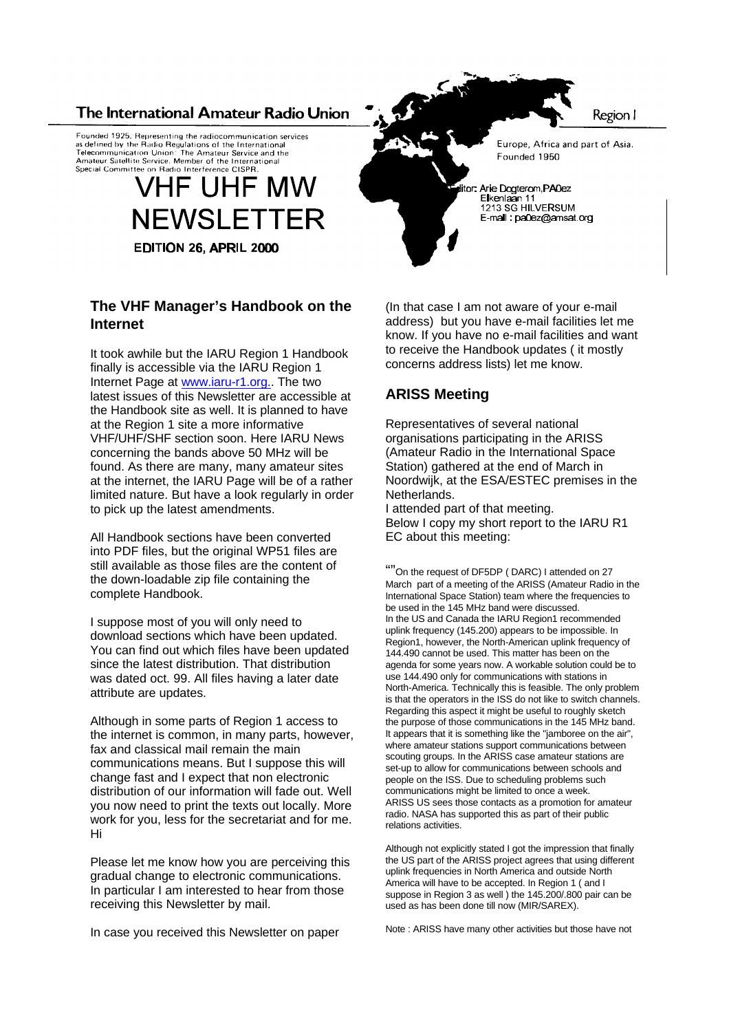The International Amateur Radio Union

Region I

Founded 1925. Representing the radiocommunication services as defined by the Radio Regulations of the International Telecommunication Union: The Amateur Service and the Amateur Satellite Service. Member of the International Special Committee on Radio Interference CISPR.

Europe, Africa and part of Asia. Founded 1950

# VHF UHF MW NEWSLETTER

**EDITION 26, APRIL 2000**

Editor: Arie Dogterom,PA0ez
Elkenlaan 11
1213 SG HILVERSUM
E-mail : pa0ez@amsat.org

## The VHF Manager's Handbook on the Internet

It took awhile but the IARU Region 1 Handbook finally is accessible via the IARU Region 1 Internet Page at www.iaru-r1.org.. The two latest issues of this Newsletter are accessible at the Handbook site as well. It is planned to have at the Region 1 site a more informative VHF/UHF/SHF section soon. Here IARU News concerning the bands above 50 MHz will be found. As there are many, many amateur sites at the internet, the IARU Page will be of a rather limited nature. But have a look regularly in order to pick up the latest amendments.

All Handbook sections have been converted into PDF files, but the original WP51 files are still available as those files are the content of the down-loadable zip file containing the complete Handbook.

I suppose most of you will only need to download sections which have been updated. You can find out which files have been updated since the latest distribution. That distribution was dated oct. 99. All files having a later date attribute are updates.

Although in some parts of Region 1 access to the internet is common, in many parts, however, fax and classical mail remain the main communications means. But I suppose this will change fast and I expect that non electronic distribution of our information will fade out. Well you now need to print the texts out locally. More work for you, less for the secretariat and for me. Hi

Please let me know how you are perceiving this gradual change to electronic communications. In particular I am interested to hear from those receiving this Newsletter by mail.

In case you received this Newsletter on paper (In that case I am not aware of your e-mail address) but you have e-mail facilities let me know. If you have no e-mail facilities and want to receive the Handbook updates ( it mostly concerns address lists) let me know.

## ARISS Meeting

Representatives of several national organisations participating in the ARISS (Amateur Radio in the International Space Station) gathered at the end of March in Noordwijk, at the ESA/ESTEC premises in the Netherlands.
I attended part of that meeting.
Below I copy my short report to the IARU R1 EC about this meeting:

""On the request of DF5DP ( DARC) I attended on 27 March part of a meeting of the ARISS (Amateur Radio in the International Space Station) team where the frequencies to be used in the 145 MHz band were discussed.
In the US and Canada the IARU Region1 recommended uplink frequency (145.200) appears to be impossible. In Region1, however, the North-American uplink frequency of 144.490 cannot be used. This matter has been on the agenda for some years now. A workable solution could be to use 144.490 only for communications with stations in North-America. Technically this is feasible. The only problem is that the operators in the ISS do not like to switch channels. Regarding this aspect it might be useful to roughly sketch the purpose of those communications in the 145 MHz band. It appears that it is something like the "jamboree on the air", where amateur stations support communications between scouting groups. In the ARISS case amateur stations are set-up to allow for communications between schools and people on the ISS. Due to scheduling problems such communications might be limited to once a week.
ARISS US sees those contacts as a promotion for amateur radio. NASA has supported this as part of their public relations activities.

Although not explicitly stated I got the impression that finally the US part of the ARISS project agrees that using different uplink frequencies in North America and outside North America will have to be accepted. In Region 1 ( and I suppose in Region 3 as well ) the 145.200/.800 pair can be used as has been done till now (MIR/SAREX).

Note : ARISS have many other activities but those have not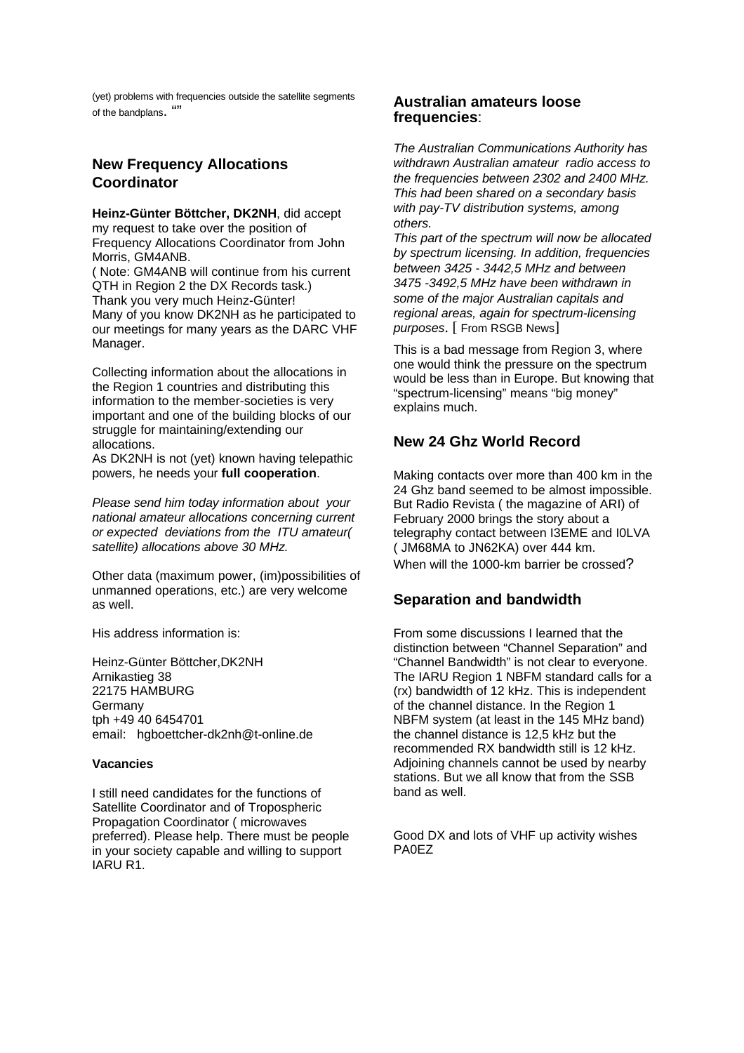(yet) problems with frequencies outside the satellite segments of the bandplans. “”

## New Frequency Allocations Coordinator

**Heinz-Günter Böttcher, DK2NH**, did accept my request to take over the position of Frequency Allocations Coordinator from John Morris, GM4ANB.
( Note: GM4ANB will continue from his current QTH in Region 2 the DX Records task.)
Thank you very much Heinz-Günter!
Many of you know DK2NH as he participated to our meetings for many years as the DARC VHF Manager.

Collecting information about the allocations in the Region 1 countries and distributing this information to the member-societies is very important and one of the building blocks of our struggle for maintaining/extending our allocations.
As DK2NH is not (yet) known having telepathic powers, he needs your **full cooperation**.

*Please send him today information about your national amateur allocations concerning current or expected deviations from the ITU amateur( satellite) allocations above 30 MHz.*

Other data (maximum power, (im)possibilities of unmanned operations, etc.) are very welcome as well.

His address information is:

Heinz-Günter Böttcher,DK2NH
Arnikastieg 38
22175 HAMBURG
Germany
tph +49 40 6454701
email: hgboettcher-dk2nh@t-online.de

### Vacancies

I still need candidates for the functions of Satellite Coordinator and of Tropospheric Propagation Coordinator ( microwaves preferred). Please help. There must be people in your society capable and willing to support IARU R1.

## Australian amateurs loose frequencies:

*The Australian Communications Authority has withdrawn Australian amateur radio access to the frequencies between 2302 and 2400 MHz. This had been shared on a secondary basis with pay-TV distribution systems, among others.*
*This part of the spectrum will now be allocated by spectrum licensing. In addition, frequencies between 3425 - 3442,5 MHz and between 3475 -3492,5 MHz have been withdrawn in some of the major Australian capitals and regional areas, again for spectrum-licensing purposes.* [ From RSGB News]

This is a bad message from Region 3, where one would think the pressure on the spectrum would be less than in Europe. But knowing that “spectrum-licensing” means “big money” explains much.

## New 24 Ghz World Record

Making contacts over more than 400 km in the 24 Ghz band seemed to be almost impossible. But Radio Revista ( the magazine of ARI) of February 2000 brings the story about a telegraphy contact between I3EME and I0LVA ( JM68MA to JN62KA) over 444 km.
When will the 1000-km barrier be crossed?

## Separation and bandwidth

From some discussions I learned that the distinction between “Channel Separation” and “Channel Bandwidth” is not clear to everyone. The IARU Region 1 NBFM standard calls for a (rx) bandwidth of 12 kHz. This is independent of the channel distance. In the Region 1 NBFM system (at least in the 145 MHz band) the channel distance is 12,5 kHz but the recommended RX bandwidth still is 12 kHz. Adjoining channels cannot be used by nearby stations. But we all know that from the SSB band as well.

Good DX and lots of VHF up activity wishes PA0EZ